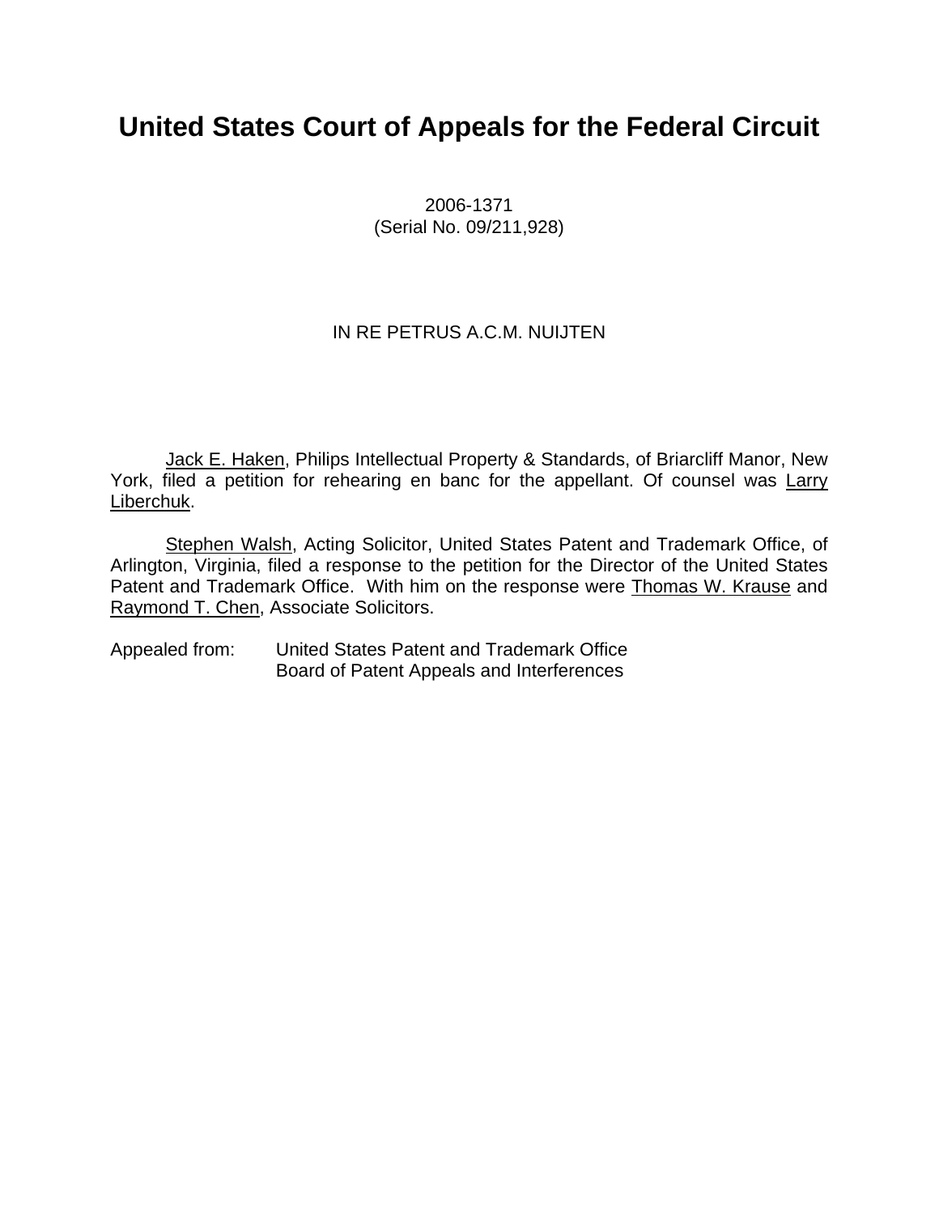# United States Court of Appeals for the Federal Circuit

2006-1371
(Serial No. 09/211,928)

IN RE PETRUS A.C.M. NUIJTEN

Jack E. Haken, Philips Intellectual Property & Standards, of Briarcliff Manor, New York, filed a petition for rehearing en banc for the appellant. Of counsel was Larry Liberchuk.

Stephen Walsh, Acting Solicitor, United States Patent and Trademark Office, of Arlington, Virginia, filed a response to the petition for the Director of the United States Patent and Trademark Office. With him on the response were Thomas W. Krause and Raymond T. Chen, Associate Solicitors.

Appealed from: United States Patent and Trademark Office
Board of Patent Appeals and Interferences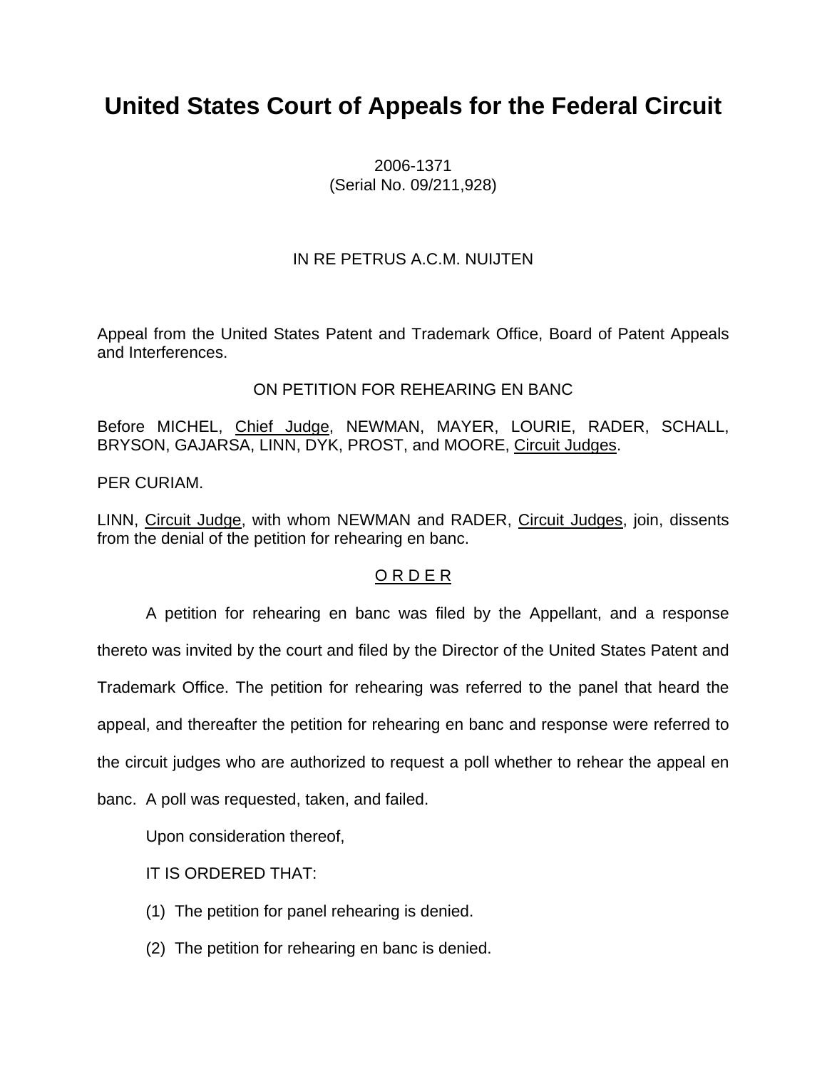# United States Court of Appeals for the Federal Circuit

2006-1371
(Serial No. 09/211,928)

IN RE PETRUS A.C.M. NUIJTEN

Appeal from the United States Patent and Trademark Office, Board of Patent Appeals and Interferences.

ON PETITION FOR REHEARING EN BANC

Before MICHEL, Chief Judge, NEWMAN, MAYER, LOURIE, RADER, SCHALL, BRYSON, GAJARSA, LINN, DYK, PROST, and MOORE, Circuit Judges.

PER CURIAM.

LINN, Circuit Judge, with whom NEWMAN and RADER, Circuit Judges, join, dissents from the denial of the petition for rehearing en banc.

O R D E R

A petition for rehearing en banc was filed by the Appellant, and a response thereto was invited by the court and filed by the Director of the United States Patent and Trademark Office. The petition for rehearing was referred to the panel that heard the appeal, and thereafter the petition for rehearing en banc and response were referred to the circuit judges who are authorized to request a poll whether to rehear the appeal en banc. A poll was requested, taken, and failed.

Upon consideration thereof,

IT IS ORDERED THAT:

(1) The petition for panel rehearing is denied.

(2) The petition for rehearing en banc is denied.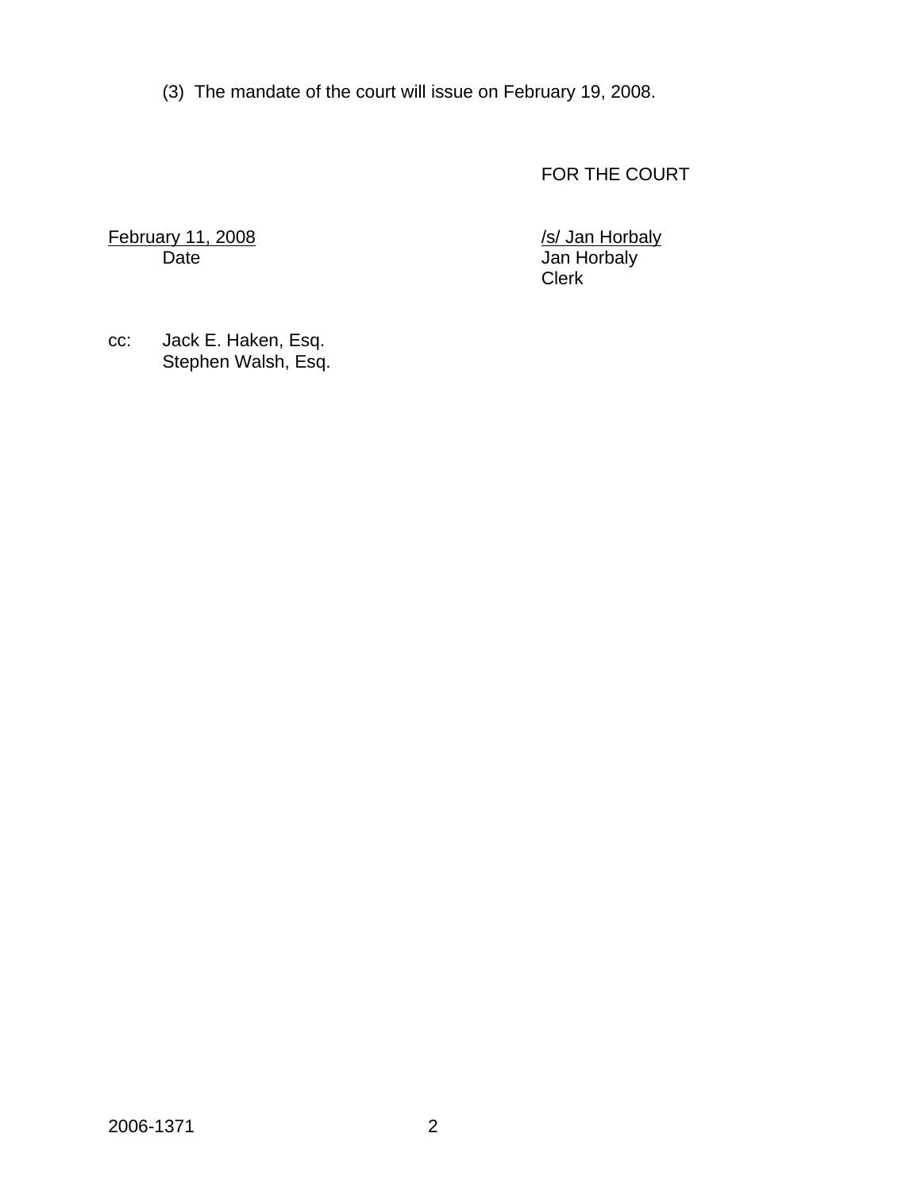(3) The mandate of the court will issue on February 19, 2008.

FOR THE COURT

February 11, 2008
Date

/s/ Jan Horbaly
Jan Horbaly
Clerk

cc: Jack E. Haken, Esq.
Stephen Walsh, Esq.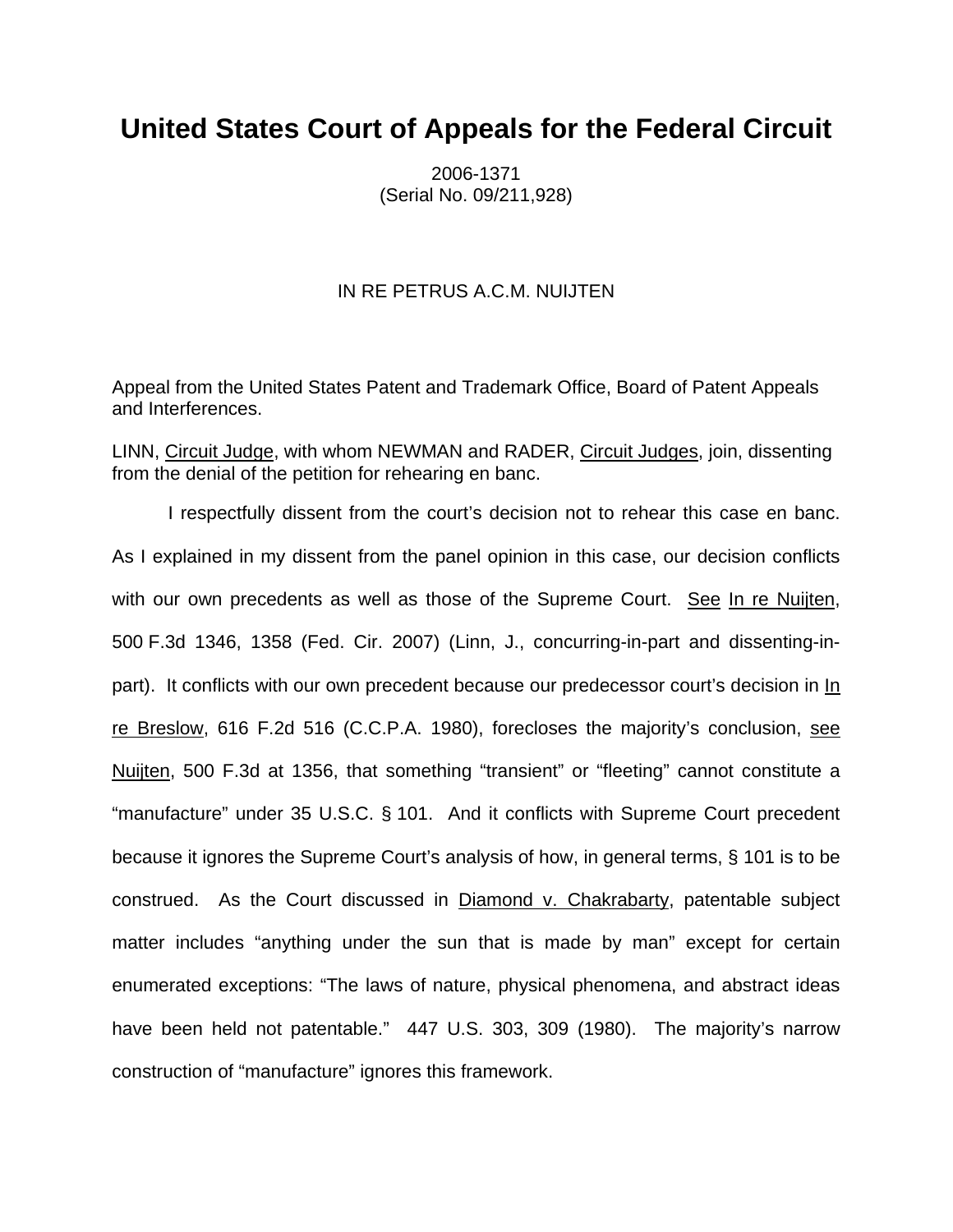# United States Court of Appeals for the Federal Circuit

2006-1371
(Serial No. 09/211,928)

IN RE PETRUS A.C.M. NUIJTEN

Appeal from the United States Patent and Trademark Office, Board of Patent Appeals and Interferences.

LINN, Circuit Judge, with whom NEWMAN and RADER, Circuit Judges, join, dissenting from the denial of the petition for rehearing en banc.

I respectfully dissent from the court's decision not to rehear this case en banc. As I explained in my dissent from the panel opinion in this case, our decision conflicts with our own precedents as well as those of the Supreme Court. See In re Nuijten, 500 F.3d 1346, 1358 (Fed. Cir. 2007) (Linn, J., concurring-in-part and dissenting-in-part). It conflicts with our own precedent because our predecessor court's decision in In re Breslow, 616 F.2d 516 (C.C.P.A. 1980), forecloses the majority's conclusion, see Nuijten, 500 F.3d at 1356, that something "transient" or "fleeting" cannot constitute a "manufacture" under 35 U.S.C. § 101. And it conflicts with Supreme Court precedent because it ignores the Supreme Court's analysis of how, in general terms, § 101 is to be construed. As the Court discussed in Diamond v. Chakrabarty, patentable subject matter includes "anything under the sun that is made by man" except for certain enumerated exceptions: "The laws of nature, physical phenomena, and abstract ideas have been held not patentable." 447 U.S. 303, 309 (1980). The majority's narrow construction of "manufacture" ignores this framework.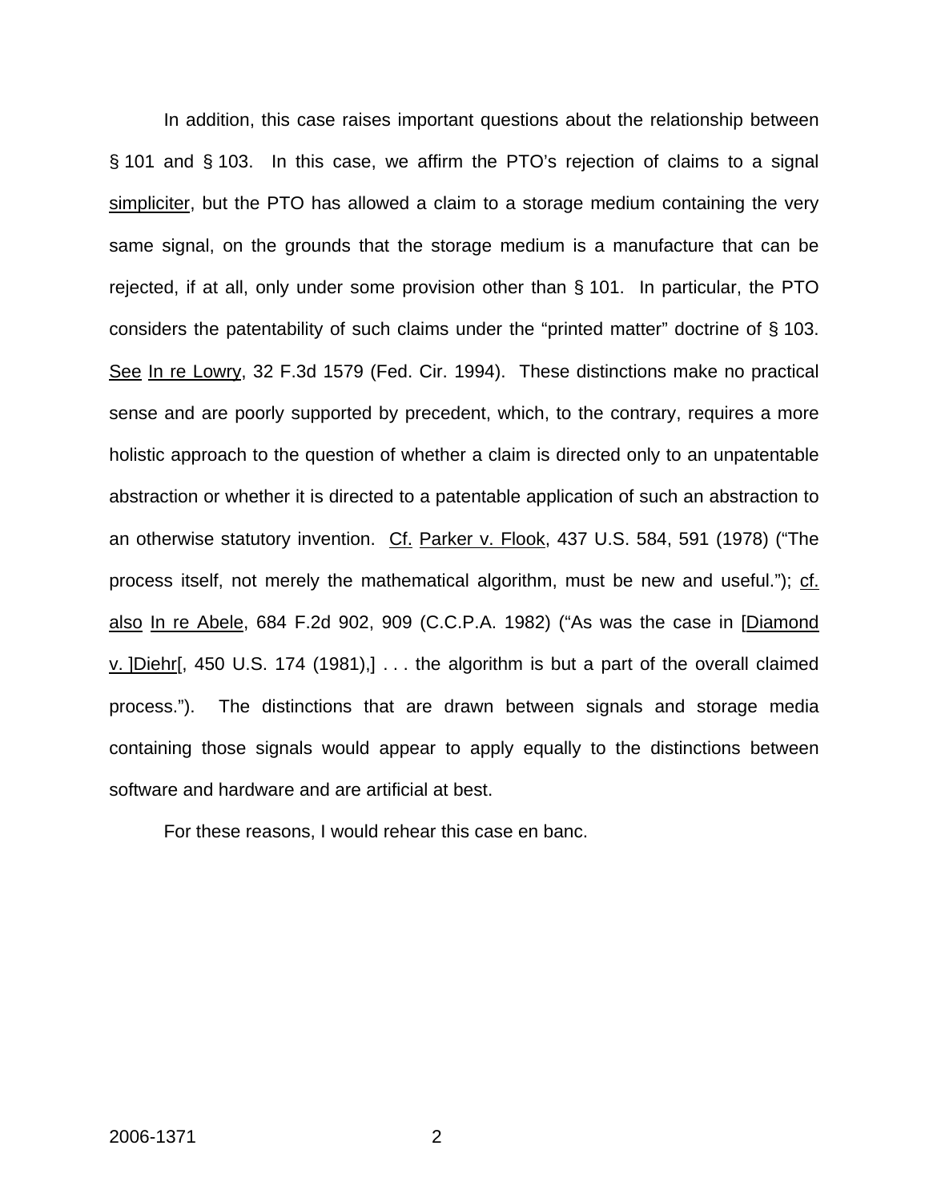In addition, this case raises important questions about the relationship between § 101 and § 103. In this case, we affirm the PTO's rejection of claims to a signal simpliciter, but the PTO has allowed a claim to a storage medium containing the very same signal, on the grounds that the storage medium is a manufacture that can be rejected, if at all, only under some provision other than § 101. In particular, the PTO considers the patentability of such claims under the "printed matter" doctrine of § 103. See In re Lowry, 32 F.3d 1579 (Fed. Cir. 1994). These distinctions make no practical sense and are poorly supported by precedent, which, to the contrary, requires a more holistic approach to the question of whether a claim is directed only to an unpatentable abstraction or whether it is directed to a patentable application of such an abstraction to an otherwise statutory invention. Cf. Parker v. Flook, 437 U.S. 584, 591 (1978) ("The process itself, not merely the mathematical algorithm, must be new and useful."); cf. also In re Abele, 684 F.2d 902, 909 (C.C.P.A. 1982) ("As was the case in [Diamond v. ]Diehr[, 450 U.S. 174 (1981),] . . . the algorithm is but a part of the overall claimed process."). The distinctions that are drawn between signals and storage media containing those signals would appear to apply equally to the distinctions between software and hardware and are artificial at best.

For these reasons, I would rehear this case en banc.